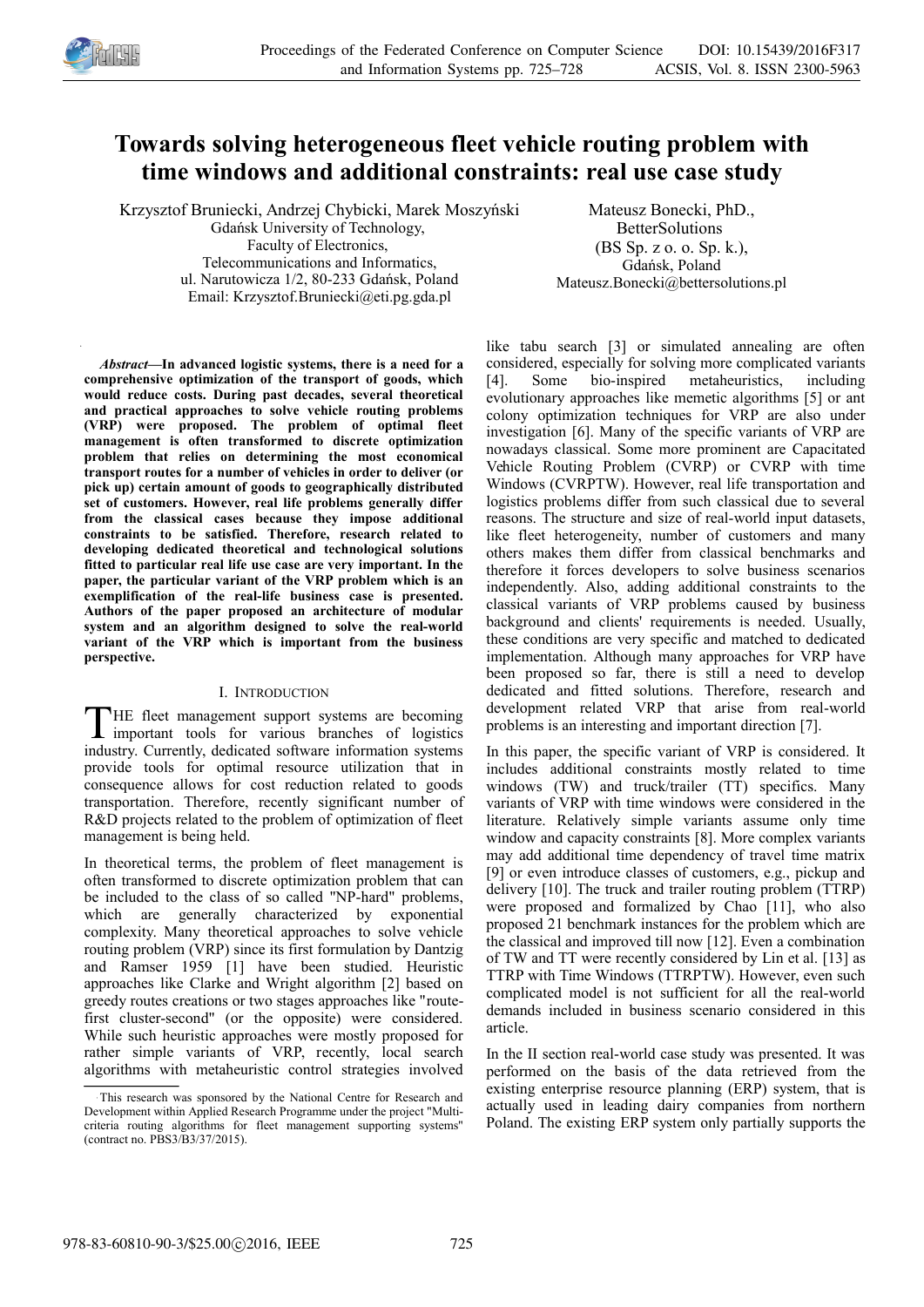# Towards solving heterogeneous fleet vehicle routing problem with time windows and additional constraints: real use case study

Krzysztof Bruniecki, Andrzej Chybicki, Marek Moszyński
Gdańsk University of Technology,
Faculty of Electronics,
Telecommunications and Informatics,
ul. Narutowicza 1/2, 80-233 Gdańsk, Poland
Email: Krzysztof.Bruniecki@eti.pg.gda.pl

Mateusz Bonecki, PhD.,
BetterSolutions
(BS Sp. z o. o. Sp. k.),
Gdańsk, Poland
Mateusz.Bonecki@bettersolutions.pl

***Abstract*—In advanced logistic systems, there is a need for a comprehensive optimization of the transport of goods, which would reduce costs. During past decades, several theoretical and practical approaches to solve vehicle routing problems (VRP) were proposed. The problem of optimal fleet management is often transformed to discrete optimization problem that relies on determining the most economical transport routes for a number of vehicles in order to deliver (or pick up) certain amount of goods to geographically distributed set of customers. However, real life problems generally differ from the classical cases because they impose additional constraints to be satisfied. Therefore, research related to developing dedicated theoretical and technological solutions fitted to particular real life use case are very important. In the paper, the particular variant of the VRP problem which is an exemplification of the real-life business case is presented. Authors of the paper proposed an architecture of modular system and an algorithm designed to solve the real-world variant of the VRP which is important from the business perspective.**

## I. Introduction

THE fleet management support systems are becoming important tools for various branches of logistics industry. Currently, dedicated software information systems provide tools for optimal resource utilization that in consequence allows for cost reduction related to goods transportation. Therefore, recently significant number of R&D projects related to the problem of optimization of fleet management is being held.

In theoretical terms, the problem of fleet management is often transformed to discrete optimization problem that can be included to the class of so called "NP-hard" problems, which are generally characterized by exponential complexity. Many theoretical approaches to solve vehicle routing problem (VRP) since its first formulation by Dantzig and Ramser 1959 [1] have been studied. Heuristic approaches like Clarke and Wright algorithm [2] based on greedy routes creations or two stages approaches like "route-first cluster-second" (or the opposite) were considered. While such heuristic approaches were mostly proposed for rather simple variants of VRP, recently, local search algorithms with metaheuristic control strategies involved like tabu search [3] or simulated annealing are often considered, especially for solving more complicated variants [4]. Some bio-inspired metaheuristics, including evolutionary approaches like memetic algorithms [5] or ant colony optimization techniques for VRP are also under investigation [6]. Many of the specific variants of VRP are nowadays classical. Some more prominent are Capacitated Vehicle Routing Problem (CVRP) or CVRP with time Windows (CVRPTW). However, real life transportation and logistics problems differ from such classical due to several reasons. The structure and size of real-world input datasets, like fleet heterogeneity, number of customers and many others makes them differ from classical benchmarks and therefore it forces developers to solve business scenarios independently. Also, adding additional constraints to the classical variants of VRP problems caused by business background and clients' requirements is needed. Usually, these conditions are very specific and matched to dedicated implementation. Although many approaches for VRP have been proposed so far, there is still a need to develop dedicated and fitted solutions. Therefore, research and development related VRP that arise from real-world problems is an interesting and important direction [7].

In this paper, the specific variant of VRP is considered. It includes additional constraints mostly related to time windows (TW) and truck/trailer (TT) specifics. Many variants of VRP with time windows were considered in the literature. Relatively simple variants assume only time window and capacity constraints [8]. More complex variants may add additional time dependency of travel time matrix [9] or even introduce classes of customers, e.g., pickup and delivery [10]. The truck and trailer routing problem (TTRP) were proposed and formalized by Chao [11], who also proposed 21 benchmark instances for the problem which are the classical and improved till now [12]. Even a combination of TW and TT were recently considered by Lin et al. [13] as TTRP with Time Windows (TTRPTW). However, even such complicated model is not sufficient for all the real-world demands included in business scenario considered in this article.

In the II section real-world case study was presented. It was performed on the basis of the data retrieved from the existing enterprise resource planning (ERP) system, that is actually used in leading dairy companies from northern Poland. The existing ERP system only partially supports the

---

This research was sponsored by the National Centre for Research and Development within Applied Research Programme under the project "Multi-criteria routing algorithms for fleet management supporting systems" (contract no. PBS3/B3/37/2015).

978-83-60810-90-3/$25.00©2016, IEEE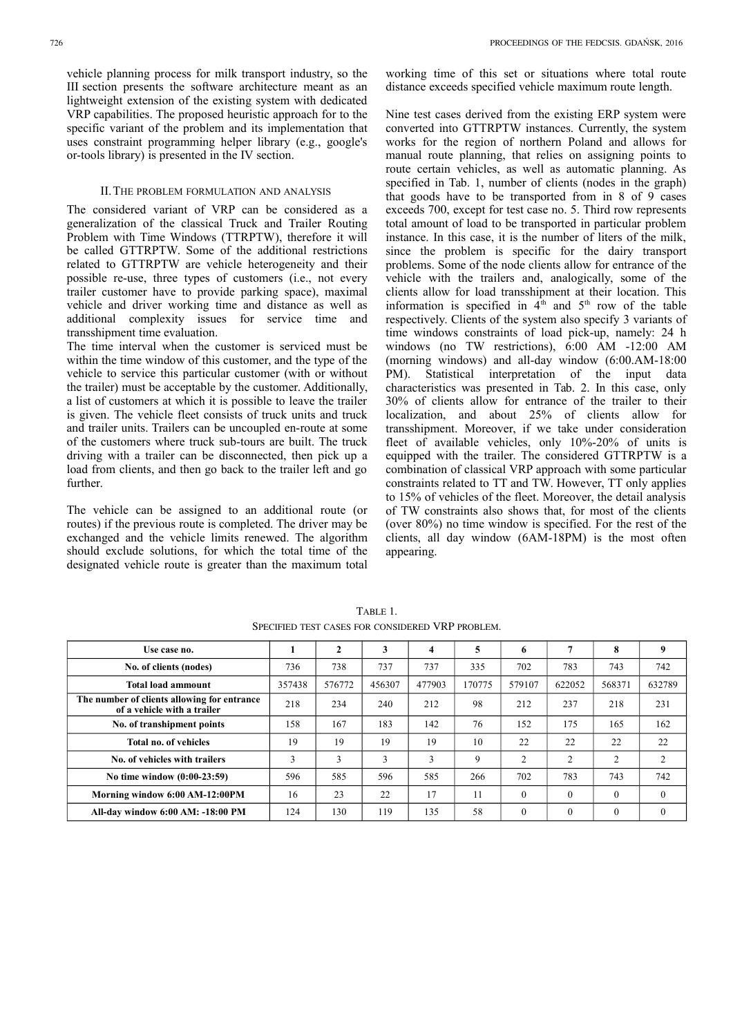vehicle planning process for milk transport industry, so the III section presents the software architecture meant as an lightweight extension of the existing system with dedicated VRP capabilities. The proposed heuristic approach for to the specific variant of the problem and its implementation that uses constraint programming helper library (e.g., google's or-tools library) is presented in the IV section.

## II. The problem formulation and analysis

The considered variant of VRP can be considered as a generalization of the classical Truck and Trailer Routing Problem with Time Windows (TTRPTW), therefore it will be called GTTRPTW. Some of the additional restrictions related to GTTRPTW are vehicle heterogeneity and their possible re-use, three types of customers (i.e., not every trailer customer have to provide parking space), maximal vehicle and driver working time and distance as well as additional complexity issues for service time and transshipment time evaluation.

The time interval when the customer is serviced must be within the time window of this customer, and the type of the vehicle to service this particular customer (with or without the trailer) must be acceptable by the customer. Additionally, a list of customers at which it is possible to leave the trailer is given. The vehicle fleet consists of truck units and truck and trailer units. Trailers can be uncoupled en-route at some of the customers where truck sub-tours are built. The truck driving with a trailer can be disconnected, then pick up a load from clients, and then go back to the trailer left and go further.

The vehicle can be assigned to an additional route (or routes) if the previous route is completed. The driver may be exchanged and the vehicle limits renewed. The algorithm should exclude solutions, for which the total time of the designated vehicle route is greater than the maximum total working time of this set or situations where total route distance exceeds specified vehicle maximum route length.

Nine test cases derived from the existing ERP system were converted into GTTRPTW instances. Currently, the system works for the region of northern Poland and allows for manual route planning, that relies on assigning points to route certain vehicles, as well as automatic planning. As specified in Tab. 1, number of clients (nodes in the graph) that goods have to be transported from in 8 of 9 cases exceeds 700, except for test case no. 5. Third row represents total amount of load to be transported in particular problem instance. In this case, it is the number of liters of the milk, since the problem is specific for the dairy transport problems. Some of the node clients allow for entrance of the vehicle with the trailers and, analogically, some of the clients allow for load transshipment at their location. This information is specified in 4th and 5th row of the table respectively. Clients of the system also specify 3 variants of time windows constraints of load pick-up, namely: 24 h windows (no TW restrictions), 6:00 AM -12:00 AM (morning windows) and all-day window (6:00.AM-18:00 PM). Statistical interpretation of the input data characteristics was presented in Tab. 2. In this case, only 30% of clients allow for entrance of the trailer to their localization, and about 25% of clients allow for transshipment. Moreover, if we take under consideration fleet of available vehicles, only 10%-20% of units is equipped with the trailer. The considered GTTRPTW is a combination of classical VRP approach with some particular constraints related to TT and TW. However, TT only applies to 15% of vehicles of the fleet. Moreover, the detail analysis of TW constraints also shows that, for most of the clients (over 80%) no time window is specified. For the rest of the clients, all day window (6AM-18PM) is the most often appearing.

Table 1.
Specified test cases for considered VRP problem.

| Use case no. | 1 | 2 | 3 | 4 | 5 | 6 | 7 | 8 | 9 |
|---|---|---|---|---|---|---|---|---|---|
| No. of clients (nodes) | 736 | 738 | 737 | 737 | 335 | 702 | 783 | 743 | 742 |
| Total load ammount | 357438 | 576772 | 456307 | 477903 | 170775 | 579107 | 622052 | 568371 | 632789 |
| The number of clients allowing for entrance of a vehicle with a trailer | 218 | 234 | 240 | 212 | 98 | 212 | 237 | 218 | 231 |
| No. of transhipment points | 158 | 167 | 183 | 142 | 76 | 152 | 175 | 165 | 162 |
| Total no. of vehicles | 19 | 19 | 19 | 19 | 10 | 22 | 22 | 22 | 22 |
| No. of vehicles with trailers | 3 | 3 | 3 | 3 | 9 | 2 | 2 | 2 | 2 |
| No time window (0:00-23:59) | 596 | 585 | 596 | 585 | 266 | 702 | 783 | 743 | 742 |
| Morning window 6:00 AM-12:00PM | 16 | 23 | 22 | 17 | 11 | 0 | 0 | 0 | 0 |
| All-day window 6:00 AM: -18:00 PM | 124 | 130 | 119 | 135 | 58 | 0 | 0 | 0 | 0 |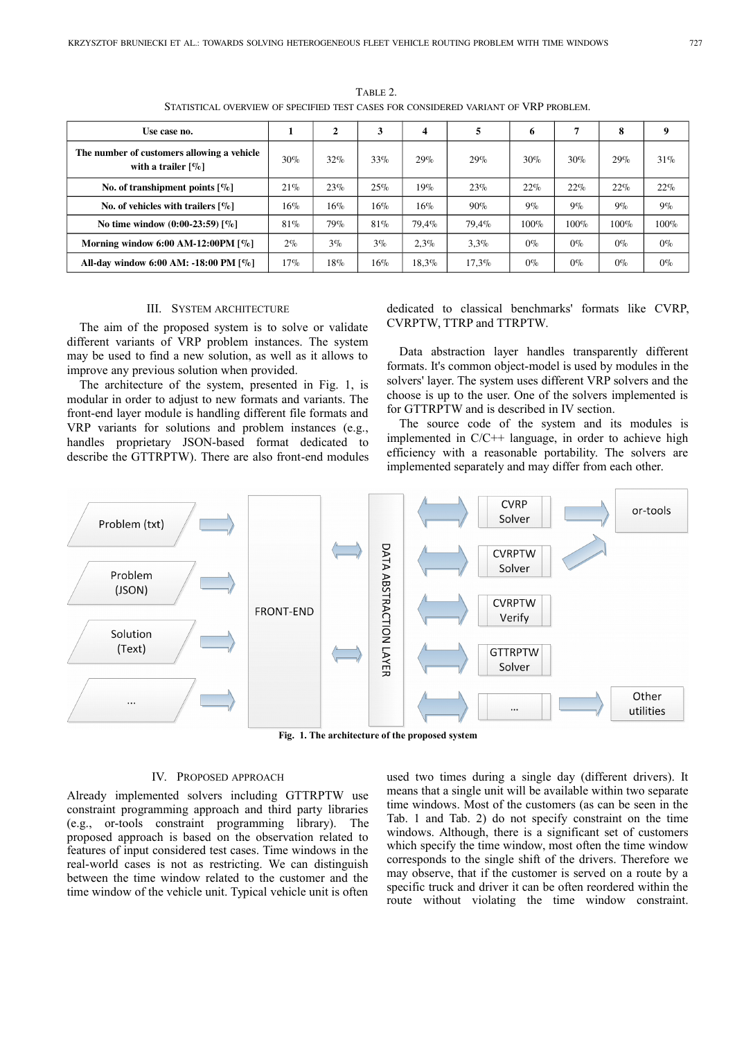TABLE 2.
STATISTICAL OVERVIEW OF SPECIFIED TEST CASES FOR CONSIDERED VARIANT OF VRP PROBLEM.

| Use case no. | 1 | 2 | 3 | 4 | 5 | 6 | 7 | 8 | 9 |
|---|---|---|---|---|---|---|---|---|---|
| The number of customers allowing a vehicle with a trailer [%] | 30% | 32% | 33% | 29% | 29% | 30% | 30% | 29% | 31% |
| No. of transhipment points [%] | 21% | 23% | 25% | 19% | 23% | 22% | 22% | 22% | 22% |
| No. of vehicles with trailers [%] | 16% | 16% | 16% | 16% | 90% | 9% | 9% | 9% | 9% |
| No time window (0:00-23:59) [%] | 81% | 79% | 81% | 79,4% | 79,4% | 100% | 100% | 100% | 100% |
| Morning window 6:00 AM-12:00PM [%] | 2% | 3% | 3% | 2,3% | 3,3% | 0% | 0% | 0% | 0% |
| All-day window 6:00 AM: -18:00 PM [%] | 17% | 18% | 16% | 18,3% | 17,3% | 0% | 0% | 0% | 0% |

## III. SYSTEM ARCHITECTURE

The aim of the proposed system is to solve or validate different variants of VRP problem instances. The system may be used to find a new solution, as well as it allows to improve any previous solution when provided.

The architecture of the system, presented in Fig. 1, is modular in order to adjust to new formats and variants. The front-end layer module is handling different file formats and VRP variants for solutions and problem instances (e.g., handles proprietary JSON-based format dedicated to describe the GTTRPTW). There are also front-end modules dedicated to classical benchmarks' formats like CVRP, CVRPTW, TTRP and TTRPTW.

Data abstraction layer handles transparently different formats. It's common object-model is used by modules in the solvers' layer. The system uses different VRP solvers and the choose is up to the user. One of the solvers implemented is for GTTRPTW and is described in IV section.

The source code of the system and its modules is implemented in C/C++ language, in order to achieve high efficiency with a reasonable portability. The solvers are implemented separately and may differ from each other.

Problem (txt) | Problem (JSON) | Solution (Text) | ... | FRONT-END | DATA ABSTRACTION LAYER | CVRP Solver | CVRPTW Solver | CVRPTW Verify | GTTRPTW Solver | ... | or-tools | Other utilities

**Fig. 1. The architecture of the proposed system**

## IV. PROPOSED APPROACH

Already implemented solvers including GTTRPTW use constraint programming approach and third party libraries (e.g., or-tools constraint programming library). The proposed approach is based on the observation related to features of input considered test cases. Time windows in the real-world cases is not as restricting. We can distinguish between the time window related to the customer and the time window of the vehicle unit. Typical vehicle unit is often used two times during a single day (different drivers). It means that a single unit will be available within two separate time windows. Most of the customers (as can be seen in the Tab. 1 and Tab. 2) do not specify constraint on the time windows. Although, there is a significant set of customers which specify the time window, most often the time window corresponds to the single shift of the drivers. Therefore we may observe, that if the customer is served on a route by a specific truck and driver it can be often reordered within the route without violating the time window constraint.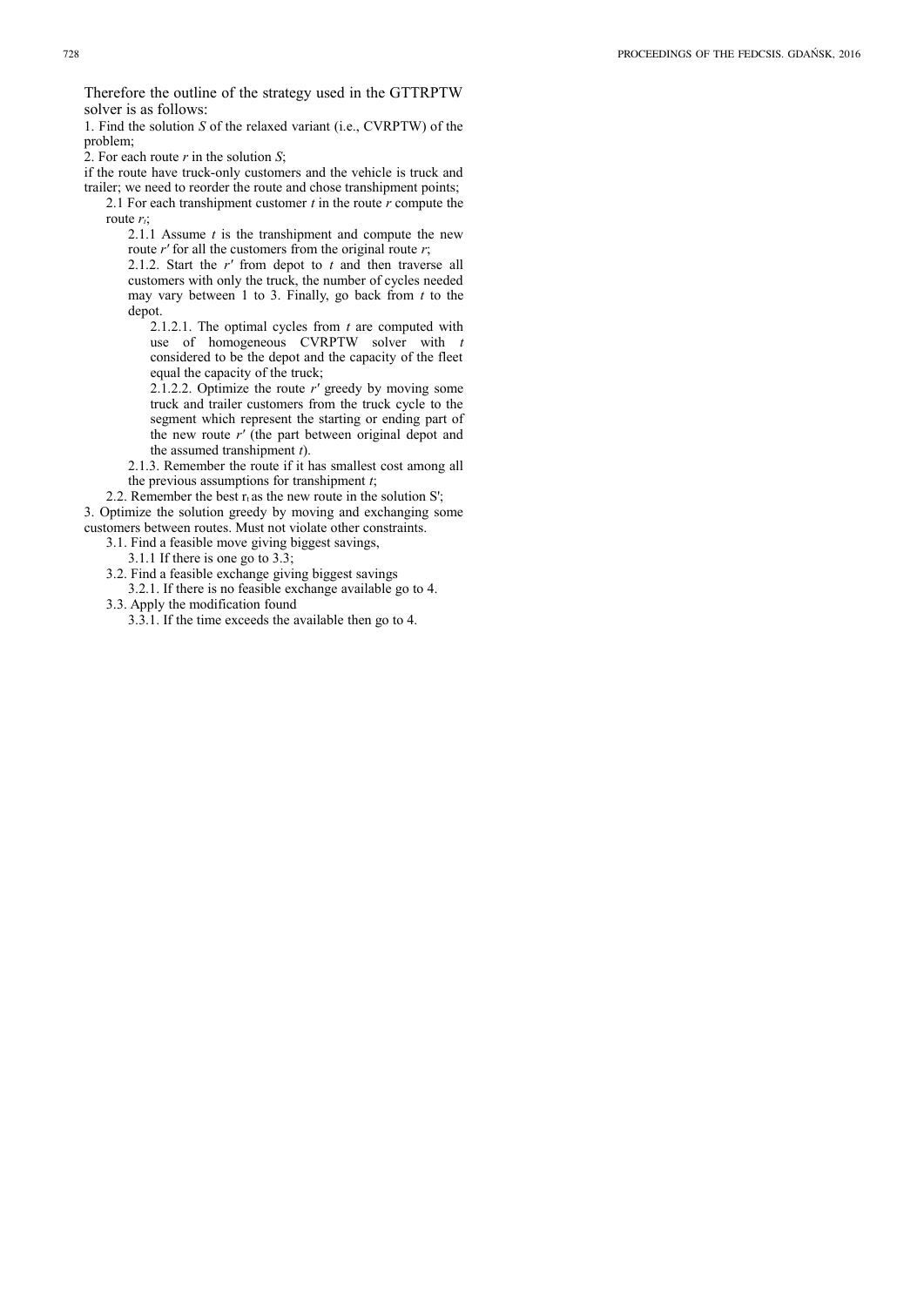Therefore the outline of the strategy used in the GTTRPTW solver is as follows:

1. Find the solution *S* of the relaxed variant (i.e., CVRPTW) of the problem;

2. For each route *r* in the solution *S*;

if the route have truck-only customers and the vehicle is truck and trailer; we need to reorder the route and chose transhipment points;

2.1 For each transhipment customer *t* in the route *r* compute the route $r_t$;

2.1.1 Assume *t* is the transhipment and compute the new route *r′* for all the customers from the original route *r*;

2.1.2. Start the *r′* from depot to *t* and then traverse all customers with only the truck, the number of cycles needed may vary between 1 to 3. Finally, go back from *t* to the depot.

2.1.2.1. The optimal cycles from *t* are computed with use of homogeneous CVRPTW solver with *t* considered to be the depot and the capacity of the fleet equal the capacity of the truck;

2.1.2.2. Optimize the route *r′* greedy by moving some truck and trailer customers from the truck cycle to the segment which represent the starting or ending part of the new route *r′* (the part between original depot and the assumed transhipment *t*).

2.1.3. Remember the route if it has smallest cost among all the previous assumptions for transhipment *t*;

2.2. Remember the best $r_t$ as the new route in the solution S';

3. Optimize the solution greedy by moving and exchanging some customers between routes. Must not violate other constraints.

3.1. Find a feasible move giving biggest savings,

3.1.1 If there is one go to 3.3;

3.2. Find a feasible exchange giving biggest savings

3.2.1. If there is no feasible exchange available go to 4.

3.3. Apply the modification found

3.3.1. If the time exceeds the available then go to 4.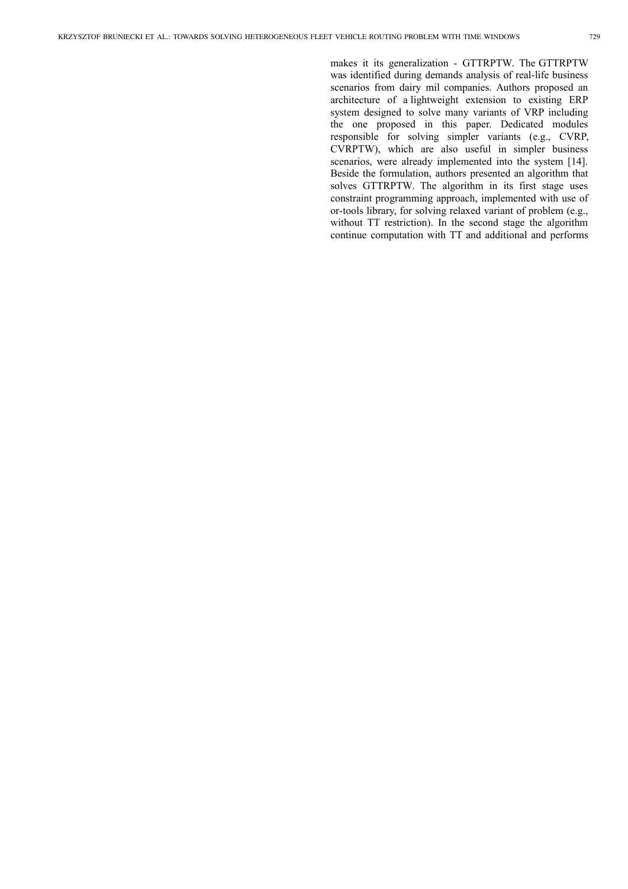makes it its generalization - GTTRPTW. The GTTRPTW was identified during demands analysis of real-life business scenarios from dairy mil companies. Authors proposed an architecture of a lightweight extension to existing ERP system designed to solve many variants of VRP including the one proposed in this paper. Dedicated modules responsible for solving simpler variants (e.g., CVRP, CVRPTW), which are also useful in simpler business scenarios, were already implemented into the system [14]. Beside the formulation, authors presented an algorithm that solves GTTRPTW. The algorithm in its first stage uses constraint programming approach, implemented with use of or-tools library, for solving relaxed variant of problem (e.g., without TT restriction). In the second stage the algorithm continue computation with TT and additional and performs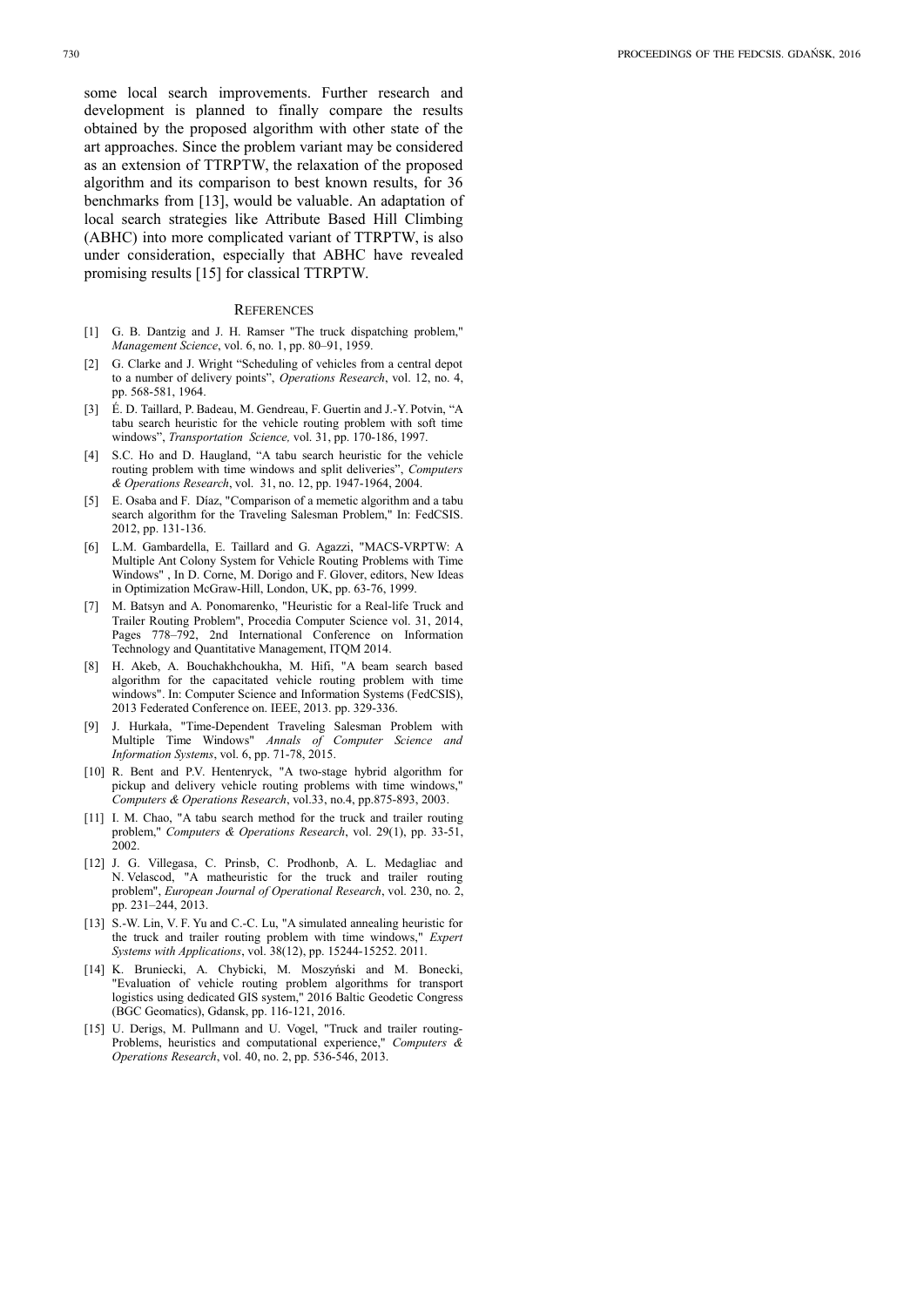some local search improvements. Further research and development is planned to finally compare the results obtained by the proposed algorithm with other state of the art approaches. Since the problem variant may be considered as an extension of TTRPTW, the relaxation of the proposed algorithm and its comparison to best known results, for 36 benchmarks from [13], would be valuable. An adaptation of local search strategies like Attribute Based Hill Climbing (ABHC) into more complicated variant of TTRPTW, is also under consideration, especially that ABHC have revealed promising results [15] for classical TTRPTW.

## REFERENCES

[1] G. B. Dantzig and J. H. Ramser "The truck dispatching problem," *Management Science*, vol. 6, no. 1, pp. 80–91, 1959.

[2] G. Clarke and J. Wright "Scheduling of vehicles from a central depot to a number of delivery points", *Operations Research*, vol. 12, no. 4, pp. 568-581, 1964.

[3] É. D. Taillard, P. Badeau, M. Gendreau, F. Guertin and J.-Y. Potvin, "A tabu search heuristic for the vehicle routing problem with soft time windows", *Transportation Science,* vol. 31, pp. 170-186, 1997.

[4] S.C. Ho and D. Haugland, "A tabu search heuristic for the vehicle routing problem with time windows and split deliveries", *Computers & Operations Research*, vol. 31, no. 12, pp. 1947-1964, 2004.

[5] E. Osaba and F. Díaz, "Comparison of a memetic algorithm and a tabu search algorithm for the Traveling Salesman Problem," In: FedCSIS. 2012, pp. 131-136.

[6] L.M. Gambardella, E. Taillard and G. Agazzi, "MACS-VRPTW: A Multiple Ant Colony System for Vehicle Routing Problems with Time Windows" , In D. Corne, M. Dorigo and F. Glover, editors, New Ideas in Optimization McGraw-Hill, London, UK, pp. 63-76, 1999.

[7] M. Batsyn and A. Ponomarenko, "Heuristic for a Real-life Truck and Trailer Routing Problem", Procedia Computer Science vol. 31, 2014, Pages 778–792, 2nd International Conference on Information Technology and Quantitative Management, ITQM 2014.

[8] H. Akeb, A. Bouchakhchoukha, M. Hifi, "A beam search based algorithm for the capacitated vehicle routing problem with time windows". In: Computer Science and Information Systems (FedCSIS), 2013 Federated Conference on. IEEE, 2013. pp. 329-336.

[9] J. Hurkała, "Time-Dependent Traveling Salesman Problem with Multiple Time Windows" *Annals of Computer Science and Information Systems*, vol. 6, pp. 71-78, 2015.

[10] R. Bent and P.V. Hentenryck, "A two-stage hybrid algorithm for pickup and delivery vehicle routing problems with time windows," *Computers & Operations Research*, vol.33, no.4, pp.875-893, 2003.

[11] I. M. Chao, "A tabu search method for the truck and trailer routing problem," *Computers & Operations Research*, vol. 29(1), pp. 33-51, 2002.

[12] J. G. Villegasa, C. Prinsb, C. Prodhonb, A. L. Medagliac and N. Velascod, "A matheuristic for the truck and trailer routing problem", *European Journal of Operational Research*, vol. 230, no. 2, pp. 231–244, 2013.

[13] S.-W. Lin, V. F. Yu and C.-C. Lu, "A simulated annealing heuristic for the truck and trailer routing problem with time windows," *Expert Systems with Applications*, vol. 38(12), pp. 15244-15252. 2011.

[14] K. Bruniecki, A. Chybicki, M. Moszyński and M. Bonecki, "Evaluation of vehicle routing problem algorithms for transport logistics using dedicated GIS system," 2016 Baltic Geodetic Congress (BGC Geomatics), Gdansk, pp. 116-121, 2016.

[15] U. Derigs, M. Pullmann and U. Vogel, "Truck and trailer routing-Problems, heuristics and computational experience," *Computers & Operations Research*, vol. 40, no. 2, pp. 536-546, 2013.